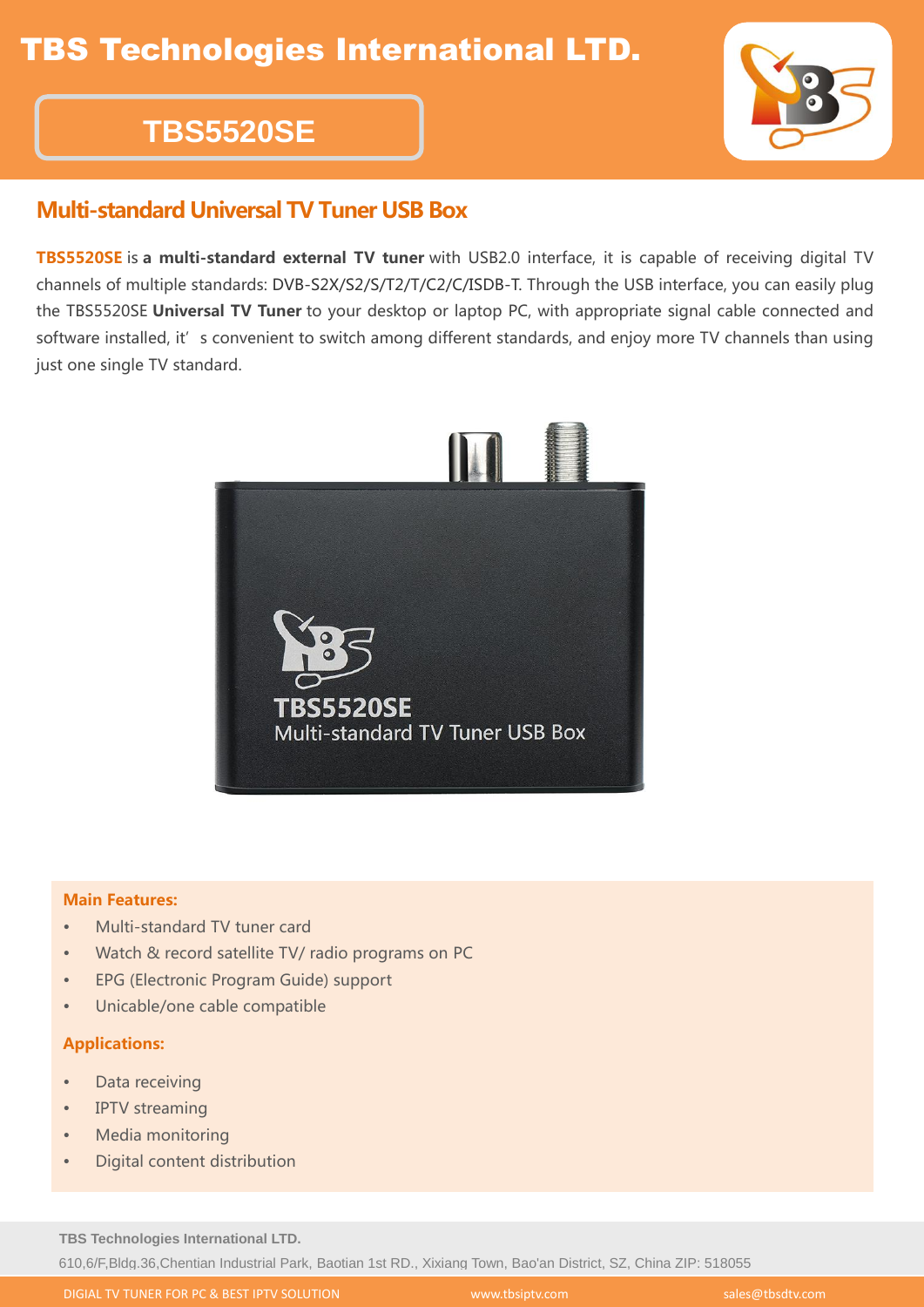# TBS Technologies International LTD.

## TBS5520SE

### Multi-standard Universal TV Tuner USB Box

**TBS5520SE** is **a multi-standard external TV tuner** with USB2.0 interface, it is capable of receiving digital TV channels of multiple standards: DVB-S2X/S2/S/T2/T/C2/C/ISDB-T. Through the USB interface, you can easily plug the TBS5520SE **Universal TV Tuner** to your desktop or laptop PC, with appropriate signal cable connected and software installed, it's convenient to switch among different standards, and enjoy more TV channels than using just one single TV standard.

**Main Features:**

- Multi-standard TV tuner card
- Watch & record satellite TV/ radio programs on PC
- EPG (Electronic Program Guide) support
- Unicable/one cable compatible

**Applications:**

- Data receiving
- IPTV streaming
- Media monitoring
- Digital content distribution

**TBS Technologies International LTD.**

610,6/F,Bldg.36,Chentian Industrial Park, Baotian 1st RD., Xixiang Town, Bao'an District, SZ, China ZIP: 518055

DIGIAL TV TUNER FOR PC & BEST IPTV SOLUTION www.tbsiptv.com sales@tbsdtv.com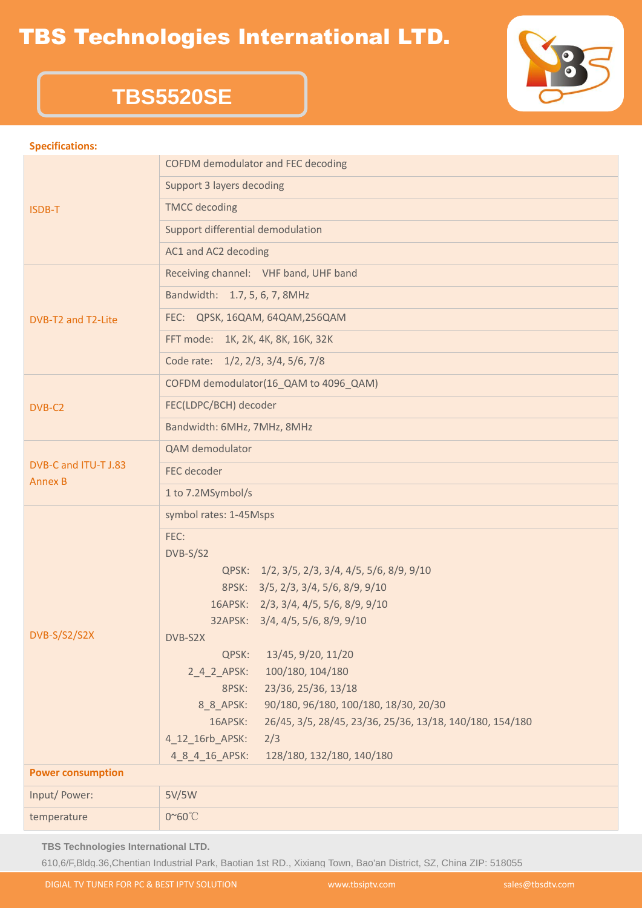# TBS Technologies International LTD.

## TBS5520SE

**Specifications:**

| | |
|---|---|
| ISDB-T | COFDM demodulator and FEC decoding |
| | Support 3 layers decoding |
| | TMCC decoding |
| | Support differential demodulation |
| | AC1 and AC2 decoding |
| DVB-T2 and T2-Lite | Receiving channel: VHF band, UHF band |
| | Bandwidth: 1.7, 5, 6, 7, 8MHz |
| | FEC: QPSK, 16QAM, 64QAM,256QAM |
| | FFT mode: 1K, 2K, 4K, 8K, 16K, 32K |
| | Code rate: 1/2, 2/3, 3/4, 5/6, 7/8 |
| DVB-C2 | COFDM demodulator(16_QAM to 4096_QAM) |
| | FEC(LDPC/BCH) decoder |
| | Bandwidth: 6MHz, 7MHz, 8MHz |
| DVB-C and ITU-T J.83 Annex B | QAM demodulator |
| | FEC decoder |
| | 1 to 7.2MSymbol/s |
| DVB-S/S2/S2X | symbol rates: 1-45Msps |
| | FEC:<br>DVB-S/S2<br>QPSK: 1/2, 3/5, 2/3, 3/4, 4/5, 5/6, 8/9, 9/10<br>8PSK: 3/5, 2/3, 3/4, 5/6, 8/9, 9/10<br>16APSK: 2/3, 3/4, 4/5, 5/6, 8/9, 9/10<br>32APSK: 3/4, 4/5, 5/6, 8/9, 9/10<br>DVB-S2X<br>QPSK: 13/45, 9/20, 11/20<br>2_4_2_APSK: 100/180, 104/180<br>8PSK: 23/36, 25/36, 13/18<br>8_8_APSK: 90/180, 96/180, 100/180, 18/30, 20/30<br>16APSK: 26/45, 3/5, 28/45, 23/36, 25/36, 13/18, 140/180, 154/180<br>4_12_16rb_APSK: 2/3<br>4_8_4_16_APSK: 128/180, 132/180, 140/180 |
| **Power consumption** | |
| Input/ Power: | 5V/5W |
| temperature | 0~60℃ |

**TBS Technologies International LTD.**

610,6/F,Bldg.36,Chentian Industrial Park, Baotian 1st RD., Xixiang Town, Bao'an District, SZ, China ZIP: 518055

DIGIAL TV TUNER FOR PC & BEST IPTV SOLUTION www.tbsiptv.com sales@tbsdtv.com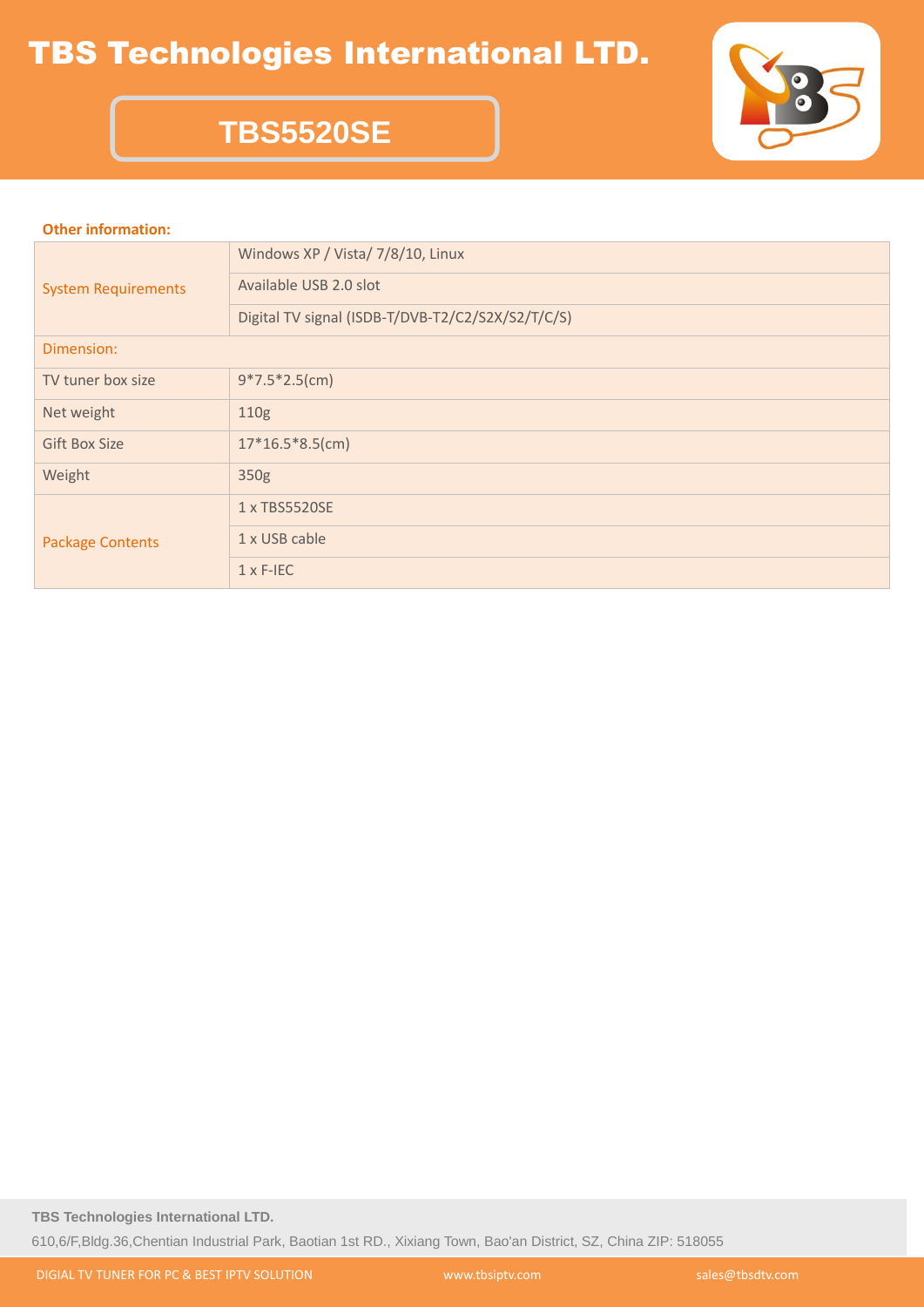# TBS Technologies International LTD.

## TBS5520SE

**Other information:**

| | |
|---|---|
| System Requirements | Windows XP / Vista/ 7/8/10, Linux |
| | Available USB 2.0 slot |
| | Digital TV signal (ISDB-T/DVB-T2/C2/S2X/S2/T/C/S) |
| Dimension: | |
| TV tuner box size | 9*7.5*2.5(cm) |
| Net weight | 110g |
| Gift Box Size | 17*16.5*8.5(cm) |
| Weight | 350g |
| Package Contents | 1 x TBS5520SE |
| | 1 x USB cable |
| | 1 x F-IEC |

**TBS Technologies International LTD.**

610,6/F,Bldg.36,Chentian Industrial Park, Baotian 1st RD., Xixiang Town, Bao'an District, SZ, China ZIP: 518055

DIGIAL TV TUNER FOR PC & BEST IPTV SOLUTION    www.tbsiptv.com    sales@tbsdtv.com